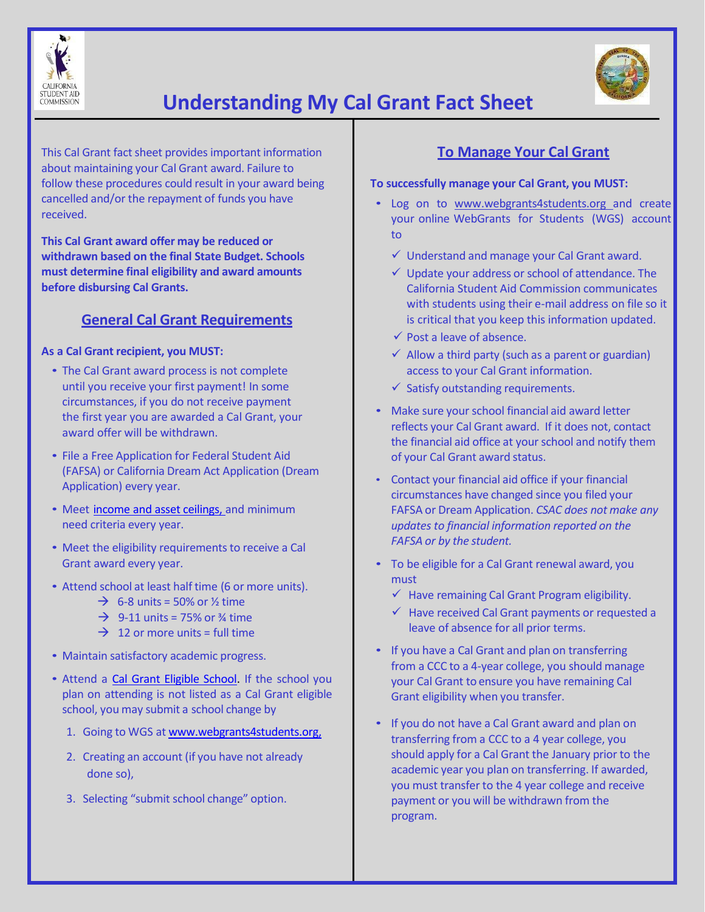# Understanding My Cal Grant Fact Sheet

This Cal Grant fact sheet provides important information about maintaining your Cal Grant award. Failure to follow these procedures could result in your award being cancelled and/or the repayment of funds you have received.

**This Cal Grant award offer may be reduced or withdrawn based on the final State Budget. Schools must determine final eligibility and award amounts before disbursing Cal Grants.**

## General Cal Grant Requirements

**As a Cal Grant recipient, you MUST:**

- The Cal Grant award process is not complete until you receive your first payment! In some circumstances, if you do not receive payment the first year you are awarded a Cal Grant, your award offer will be withdrawn.
- File a Free Application for Federal Student Aid (FAFSA) or California Dream Act Application (Dream Application) every year.
- Meet income and asset ceilings, and minimum need criteria every year.
- Meet the eligibility requirements to receive a Cal Grant award every year.
- Attend school at least half time (6 or more units).
  - → 6-8 units = 50% or ½ time
  - → 9-11 units = 75% or ¾ time
  - → 12 or more units = full time
- Maintain satisfactory academic progress.
- Attend a Cal Grant Eligible School. If the school you plan on attending is not listed as a Cal Grant eligible school, you may submit a school change by
  1. Going to WGS at www.webgrants4students.org,
  2. Creating an account (if you have not already done so),
  3. Selecting "submit school change" option.

## To Manage Your Cal Grant

**To successfully manage your Cal Grant, you MUST:**

- Log on to www.webgrants4students.org and create your online WebGrants for Students (WGS) account to
  - ✓ Understand and manage your Cal Grant award.
  - ✓ Update your address or school of attendance. The California Student Aid Commission communicates with students using their e-mail address on file so it is critical that you keep this information updated.
  - ✓ Post a leave of absence.
  - ✓ Allow a third party (such as a parent or guardian) access to your Cal Grant information.
  - ✓ Satisfy outstanding requirements.
- Make sure your school financial aid award letter reflects your Cal Grant award. If it does not, contact the financial aid office at your school and notify them of your Cal Grant award status.
- Contact your financial aid office if your financial circumstances have changed since you filed your FAFSA or Dream Application. *CSAC does not make any updates to financial information reported on the FAFSA or by the student.*
- To be eligible for a Cal Grant renewal award, you must
  - ✓ Have remaining Cal Grant Program eligibility.
  - ✓ Have received Cal Grant payments or requested a leave of absence for all prior terms.
- If you have a Cal Grant and plan on transferring from a CCC to a 4-year college, you should manage your Cal Grant to ensure you have remaining Cal Grant eligibility when you transfer.
- If you do not have a Cal Grant award and plan on transferring from a CCC to a 4 year college, you should apply for a Cal Grant the January prior to the academic year you plan on transferring. If awarded, you must transfer to the 4 year college and receive payment or you will be withdrawn from the program.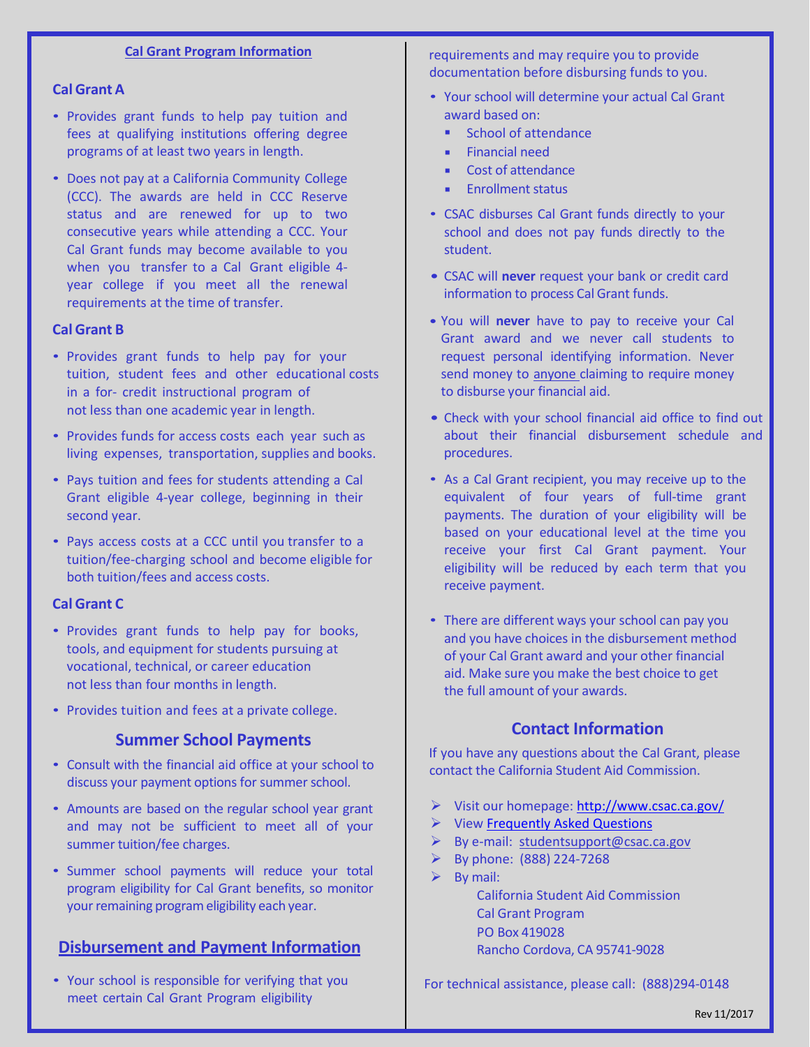## Cal Grant Program Information

### Cal Grant A

- Provides grant funds to help pay tuition and fees at qualifying institutions offering degree programs of at least two years in length.
- Does not pay at a California Community College (CCC). The awards are held in CCC Reserve status and are renewed for up to two consecutive years while attending a CCC. Your Cal Grant funds may become available to you when you transfer to a Cal Grant eligible 4-year college if you meet all the renewal requirements at the time of transfer.

### Cal Grant B

- Provides grant funds to help pay for your tuition, student fees and other educational costs in a for- credit instructional program of not less than one academic year in length.
- Provides funds for access costs each year such as living expenses, transportation, supplies and books.
- Pays tuition and fees for students attending a Cal Grant eligible 4-year college, beginning in their second year.
- Pays access costs at a CCC until you transfer to a tuition/fee-charging school and become eligible for both tuition/fees and access costs.

### Cal Grant C

- Provides grant funds to help pay for books, tools, and equipment for students pursuing at vocational, technical, or career education not less than four months in length.
- Provides tuition and fees at a private college.

## Summer School Payments

- Consult with the financial aid office at your school to discuss your payment options for summer school.
- Amounts are based on the regular school year grant and may not be sufficient to meet all of your summer tuition/fee charges.
- Summer school payments will reduce your total program eligibility for Cal Grant benefits, so monitor your remaining program eligibility each year.

## Disbursement and Payment Information

- Your school is responsible for verifying that you meet certain Cal Grant Program eligibility requirements and may require you to provide documentation before disbursing funds to you.
- Your school will determine your actual Cal Grant award based on:
  - School of attendance
  - Financial need
  - Cost of attendance
  - Enrollment status
- CSAC disburses Cal Grant funds directly to your school and does not pay funds directly to the student.
- CSAC will **never** request your bank or credit card information to process Cal Grant funds.
- You will **never** have to pay to receive your Cal Grant award and we never call students to request personal identifying information. Never send money to anyone claiming to require money to disburse your financial aid.
- Check with your school financial aid office to find out about their financial disbursement schedule and procedures.
- As a Cal Grant recipient, you may receive up to the equivalent of four years of full-time grant payments. The duration of your eligibility will be based on your educational level at the time you receive your first Cal Grant payment. Your eligibility will be reduced by each term that you receive payment.
- There are different ways your school can pay you and you have choices in the disbursement method of your Cal Grant award and your other financial aid. Make sure you make the best choice to get the full amount of your awards.

## Contact Information

If you have any questions about the Cal Grant, please contact the California Student Aid Commission.

- Visit our homepage: http://www.csac.ca.gov/
- View Frequently Asked Questions
- By e-mail: studentsupport@csac.ca.gov
- By phone: (888) 224-7268
- By mail:

  California Student Aid Commission
  Cal Grant Program
  PO Box 419028
  Rancho Cordova, CA 95741-9028

For technical assistance, please call: (888)294-0148

Rev 11/2017